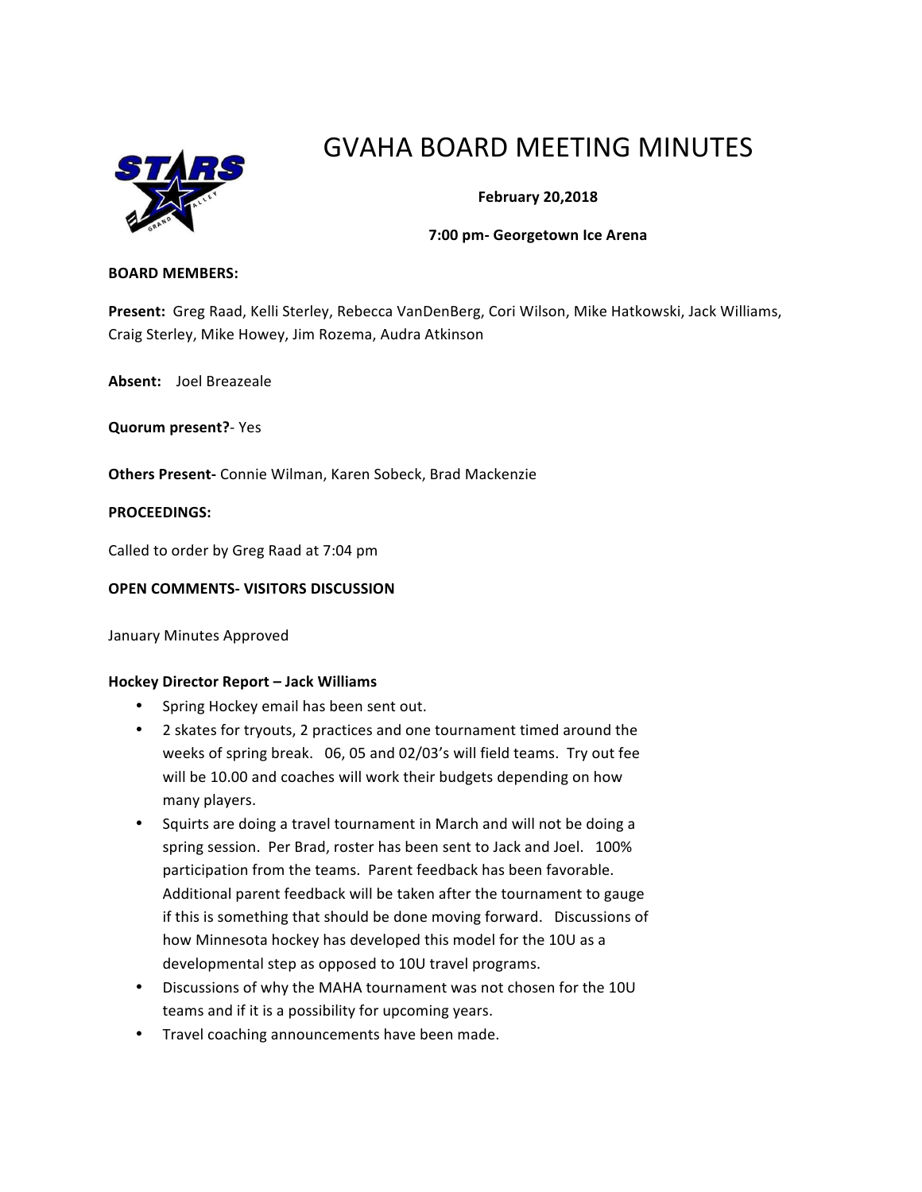# GVAHA BOARD MEETING MINUTES

**February 20,2018**

**7:00 pm- Georgetown Ice Arena**

**BOARD MEMBERS:**

**Present:** Greg Raad, Kelli Sterley, Rebecca VanDenBerg, Cori Wilson, Mike Hatkowski, Jack Williams, Craig Sterley, Mike Howey, Jim Rozema, Audra Atkinson

**Absent:** Joel Breazeale

**Quorum present?**- Yes

**Others Present-** Connie Wilman, Karen Sobeck, Brad Mackenzie

**PROCEEDINGS:**

Called to order by Greg Raad at 7:04 pm

**OPEN COMMENTS- VISITORS DISCUSSION**

January Minutes Approved

**Hockey Director Report – Jack Williams**

- Spring Hockey email has been sent out.
- 2 skates for tryouts, 2 practices and one tournament timed around the weeks of spring break. 06, 05 and 02/03's will field teams. Try out fee will be 10.00 and coaches will work their budgets depending on how many players.
- Squirts are doing a travel tournament in March and will not be doing a spring session. Per Brad, roster has been sent to Jack and Joel. 100% participation from the teams. Parent feedback has been favorable. Additional parent feedback will be taken after the tournament to gauge if this is something that should be done moving forward. Discussions of how Minnesota hockey has developed this model for the 10U as a developmental step as opposed to 10U travel programs.
- Discussions of why the MAHA tournament was not chosen for the 10U teams and if it is a possibility for upcoming years.
- Travel coaching announcements have been made.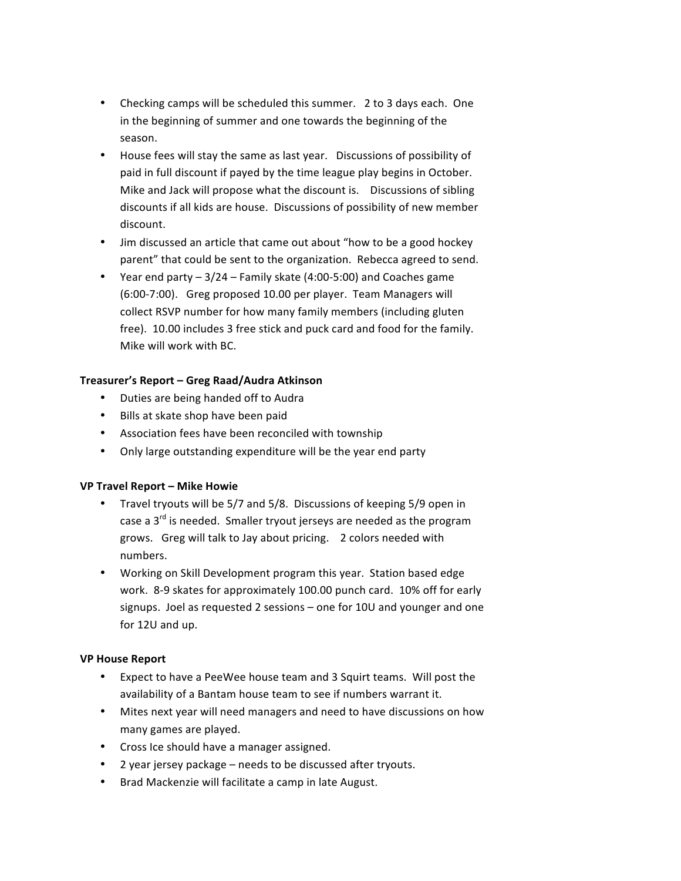- Checking camps will be scheduled this summer. 2 to 3 days each. One in the beginning of summer and one towards the beginning of the season.
- House fees will stay the same as last year. Discussions of possibility of paid in full discount if payed by the time league play begins in October. Mike and Jack will propose what the discount is. Discussions of sibling discounts if all kids are house. Discussions of possibility of new member discount.
- Jim discussed an article that came out about "how to be a good hockey parent" that could be sent to the organization. Rebecca agreed to send.
- Year end party – 3/24 – Family skate (4:00-5:00) and Coaches game (6:00-7:00). Greg proposed 10.00 per player. Team Managers will collect RSVP number for how many family members (including gluten free). 10.00 includes 3 free stick and puck card and food for the family. Mike will work with BC.

**Treasurer's Report – Greg Raad/Audra Atkinson**

- Duties are being handed off to Audra
- Bills at skate shop have been paid
- Association fees have been reconciled with township
- Only large outstanding expenditure will be the year end party

**VP Travel Report – Mike Howie**

- Travel tryouts will be 5/7 and 5/8. Discussions of keeping 5/9 open in case a 3rd is needed. Smaller tryout jerseys are needed as the program grows. Greg will talk to Jay about pricing. 2 colors needed with numbers.
- Working on Skill Development program this year. Station based edge work. 8-9 skates for approximately 100.00 punch card. 10% off for early signups. Joel as requested 2 sessions – one for 10U and younger and one for 12U and up.

**VP House Report**

- Expect to have a PeeWee house team and 3 Squirt teams. Will post the availability of a Bantam house team to see if numbers warrant it.
- Mites next year will need managers and need to have discussions on how many games are played.
- Cross Ice should have a manager assigned.
- 2 year jersey package – needs to be discussed after tryouts.
- Brad Mackenzie will facilitate a camp in late August.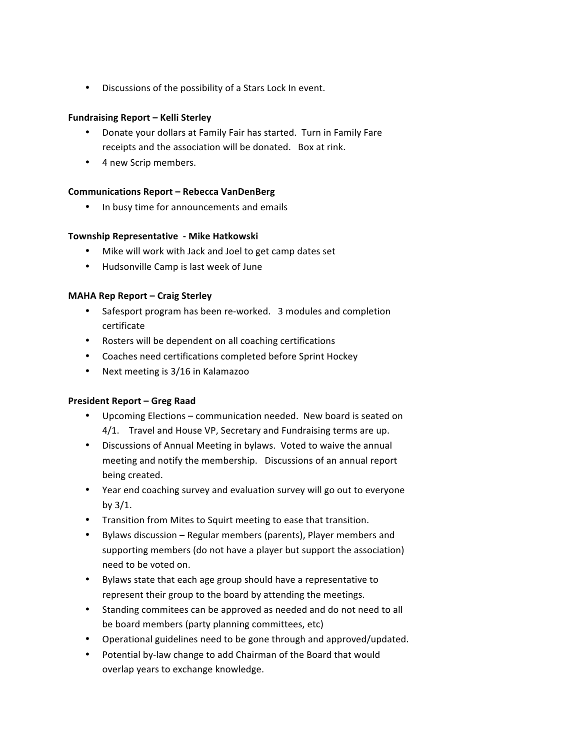- Discussions of the possibility of a Stars Lock In event.

**Fundraising Report – Kelli Sterley**

- Donate your dollars at Family Fair has started. Turn in Family Fare receipts and the association will be donated. Box at rink.
- 4 new Scrip members.

**Communications Report – Rebecca VanDenBerg**

- In busy time for announcements and emails

**Township Representative - Mike Hatkowski**

- Mike will work with Jack and Joel to get camp dates set
- Hudsonville Camp is last week of June

**MAHA Rep Report – Craig Sterley**

- Safesport program has been re-worked. 3 modules and completion certificate
- Rosters will be dependent on all coaching certifications
- Coaches need certifications completed before Sprint Hockey
- Next meeting is 3/16 in Kalamazoo

**President Report – Greg Raad**

- Upcoming Elections – communication needed. New board is seated on 4/1. Travel and House VP, Secretary and Fundraising terms are up.
- Discussions of Annual Meeting in bylaws. Voted to waive the annual meeting and notify the membership. Discussions of an annual report being created.
- Year end coaching survey and evaluation survey will go out to everyone by 3/1.
- Transition from Mites to Squirt meeting to ease that transition.
- Bylaws discussion – Regular members (parents), Player members and supporting members (do not have a player but support the association) need to be voted on.
- Bylaws state that each age group should have a representative to represent their group to the board by attending the meetings.
- Standing commitees can be approved as needed and do not need to all be board members (party planning committees, etc)
- Operational guidelines need to be gone through and approved/updated.
- Potential by-law change to add Chairman of the Board that would overlap years to exchange knowledge.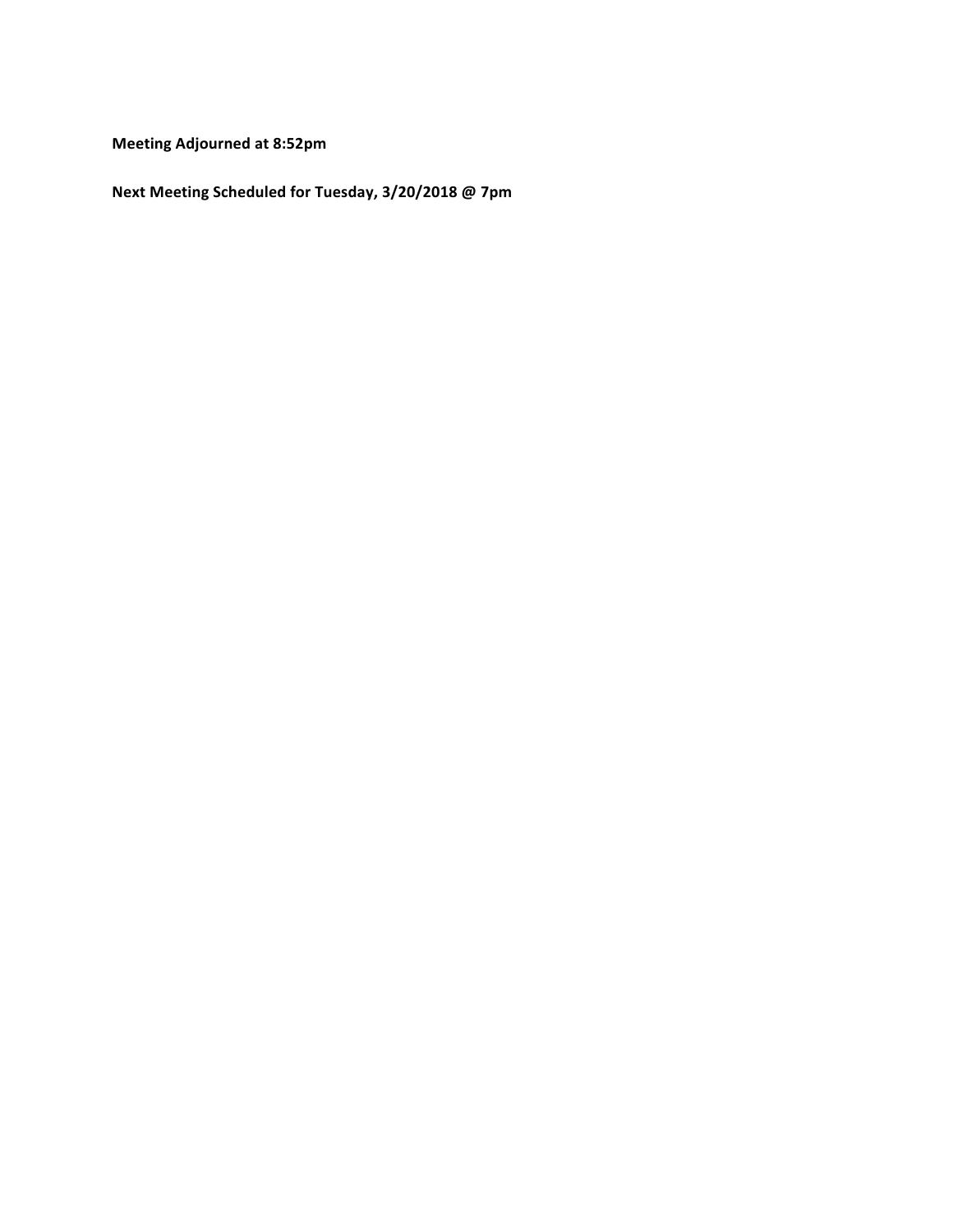**Meeting Adjourned at 8:52pm**

**Next Meeting Scheduled for Tuesday, 3/20/2018 @ 7pm**